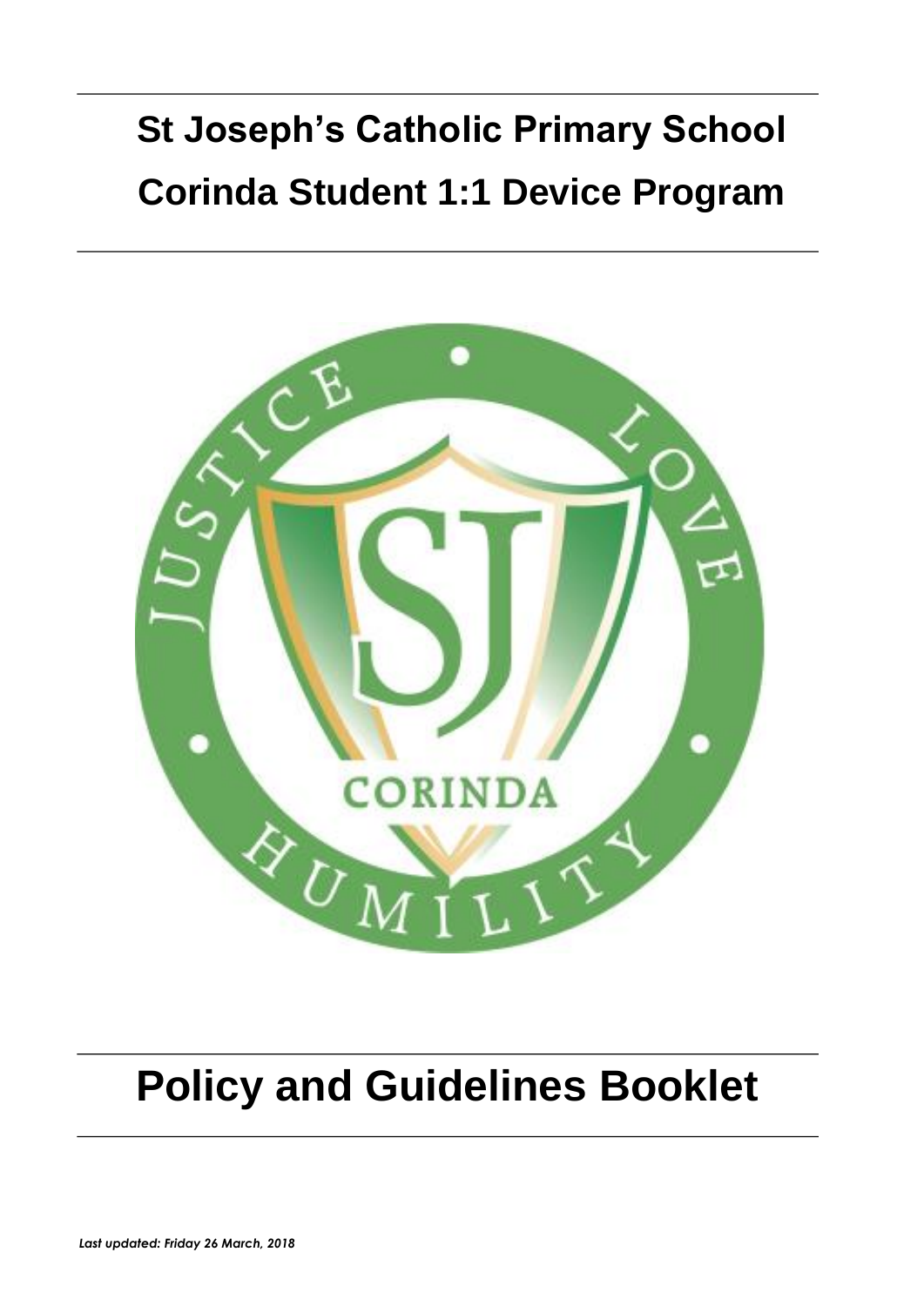# St Joseph's Catholic Primary School Corinda Student 1:1 Device Program

# Policy and Guidelines Booklet

*Last updated: Friday 26 March, 2018*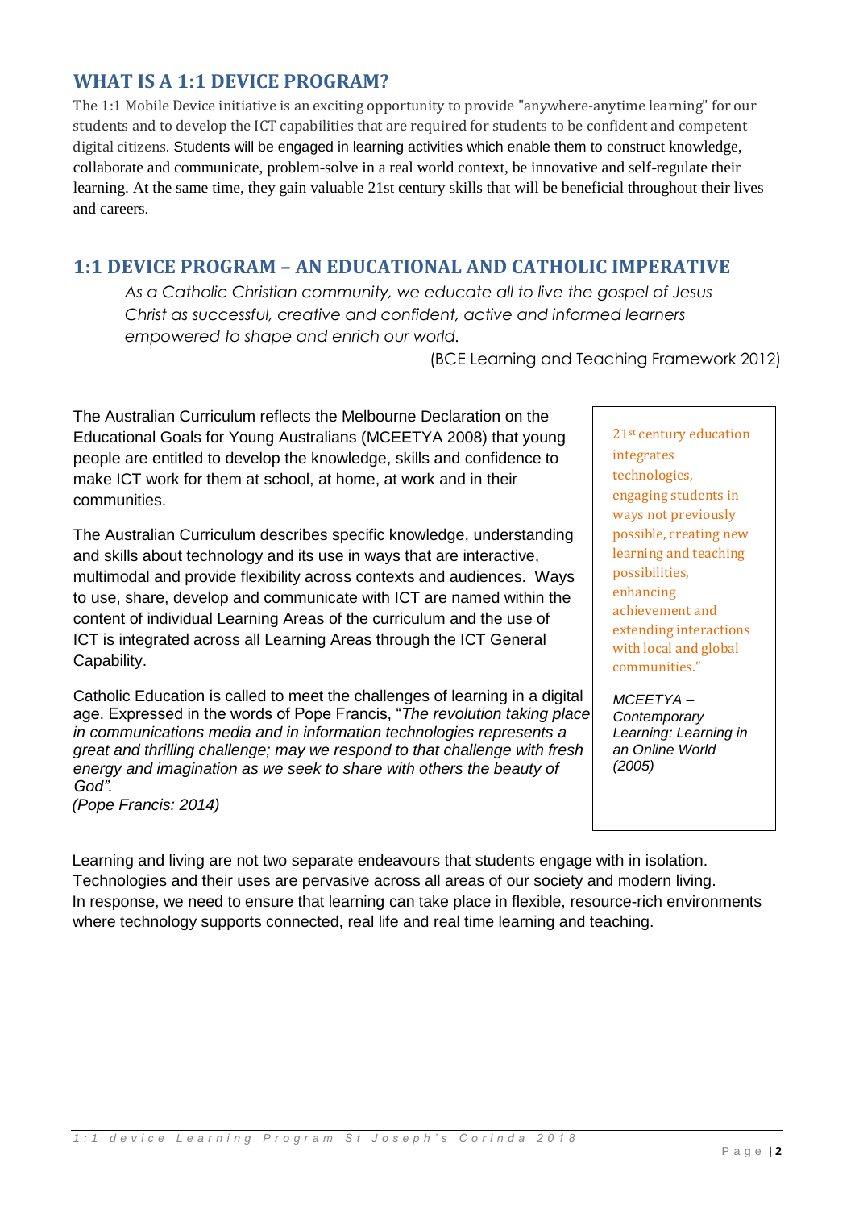## WHAT IS A 1:1 DEVICE PROGRAM?

The 1:1 Mobile Device initiative is an exciting opportunity to provide "anywhere-anytime learning" for our students and to develop the ICT capabilities that are required for students to be confident and competent digital citizens. Students will be engaged in learning activities which enable them to construct knowledge, collaborate and communicate, problem-solve in a real world context, be innovative and self-regulate their learning. At the same time, they gain valuable 21st century skills that will be beneficial throughout their lives and careers.

## 1:1 DEVICE PROGRAM – AN EDUCATIONAL AND CATHOLIC IMPERATIVE

*As a Catholic Christian community, we educate all to live the gospel of Jesus Christ as successful, creative and confident, active and informed learners empowered to shape and enrich our world.*

(BCE Learning and Teaching Framework 2012)

The Australian Curriculum reflects the Melbourne Declaration on the Educational Goals for Young Australians (MCEETYA 2008) that young people are entitled to develop the knowledge, skills and confidence to make ICT work for them at school, at home, at work and in their communities.

The Australian Curriculum describes specific knowledge, understanding and skills about technology and its use in ways that are interactive, multimodal and provide flexibility across contexts and audiences. Ways to use, share, develop and communicate with ICT are named within the content of individual Learning Areas of the curriculum and the use of ICT is integrated across all Learning Areas through the ICT General Capability.

Catholic Education is called to meet the challenges of learning in a digital age. Expressed in the words of Pope Francis, "*The revolution taking place in communications media and in information technologies represents a great and thrilling challenge; may we respond to that challenge with fresh energy and imagination as we seek to share with others the beauty of God".*
*(Pope Francis: 2014)*

> 21st century education integrates technologies, engaging students in ways not previously possible, creating new learning and teaching possibilities, enhancing achievement and extending interactions with local and global communities."
>
> *MCEETYA – Contemporary Learning: Learning in an Online World (2005)*

Learning and living are not two separate endeavours that students engage with in isolation. Technologies and their uses are pervasive across all areas of our society and modern living. In response, we need to ensure that learning can take place in flexible, resource-rich environments where technology supports connected, real life and real time learning and teaching.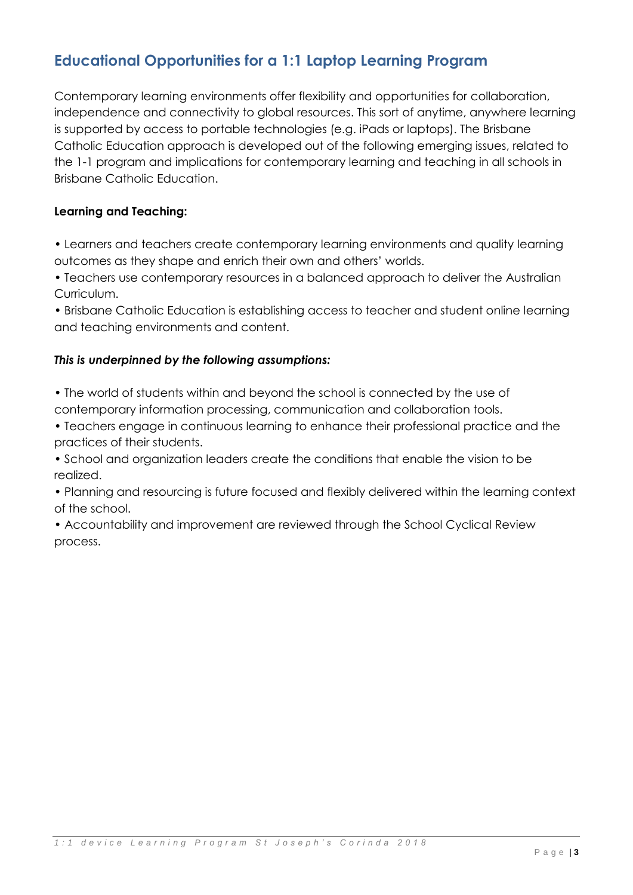## Educational Opportunities for a 1:1 Laptop Learning Program

Contemporary learning environments offer flexibility and opportunities for collaboration, independence and connectivity to global resources. This sort of anytime, anywhere learning is supported by access to portable technologies (e.g. iPads or laptops). The Brisbane Catholic Education approach is developed out of the following emerging issues, related to the 1-1 program and implications for contemporary learning and teaching in all schools in Brisbane Catholic Education.

**Learning and Teaching:**

- Learners and teachers create contemporary learning environments and quality learning outcomes as they shape and enrich their own and others' worlds.
- Teachers use contemporary resources in a balanced approach to deliver the Australian Curriculum.
- Brisbane Catholic Education is establishing access to teacher and student online learning and teaching environments and content.

***This is underpinned by the following assumptions:***

- The world of students within and beyond the school is connected by the use of contemporary information processing, communication and collaboration tools.
- Teachers engage in continuous learning to enhance their professional practice and the practices of their students.
- School and organization leaders create the conditions that enable the vision to be realized.
- Planning and resourcing is future focused and flexibly delivered within the learning context of the school.
- Accountability and improvement are reviewed through the School Cyclical Review process.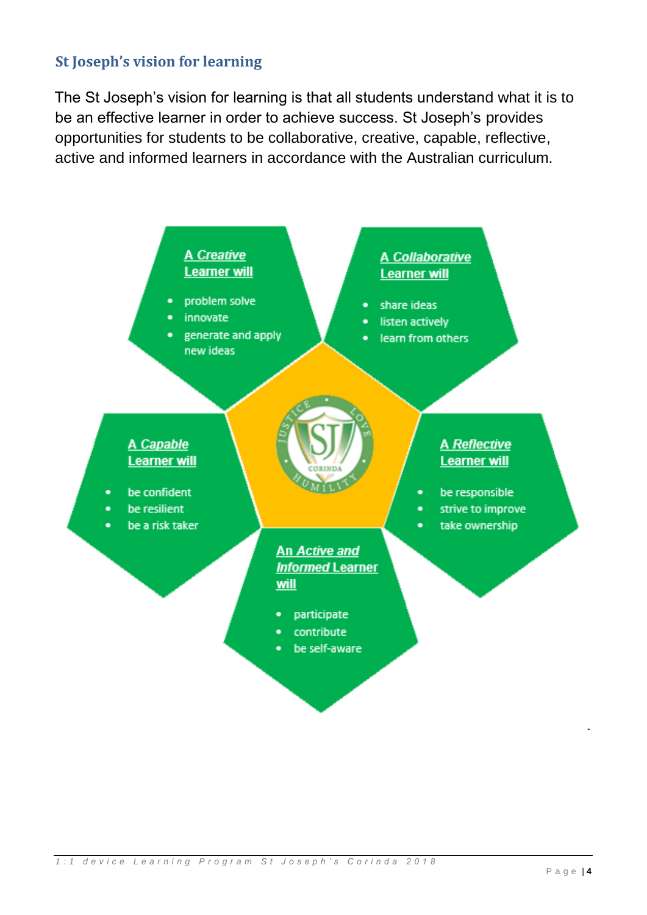## St Joseph's vision for learning

The St Joseph's vision for learning is that all students understand what it is to be an effective learner in order to achieve success. St Joseph's provides opportunities for students to be collaborative, creative, capable, reflective, active and informed learners in accordance with the Australian curriculum.

**A *Creative* Learner will**

- problem solve
- innovate
- generate and apply new ideas

**A *Collaborative* Learner will**

- share ideas
- listen actively
- learn from others

**A *Capable* Learner will**

- be confident
- be resilient
- be a risk taker

**A *Reflective* Learner will**

- be responsible
- strive to improve
- take ownership

**An *Active and Informed* Learner will**

- participate
- contribute
- be self-aware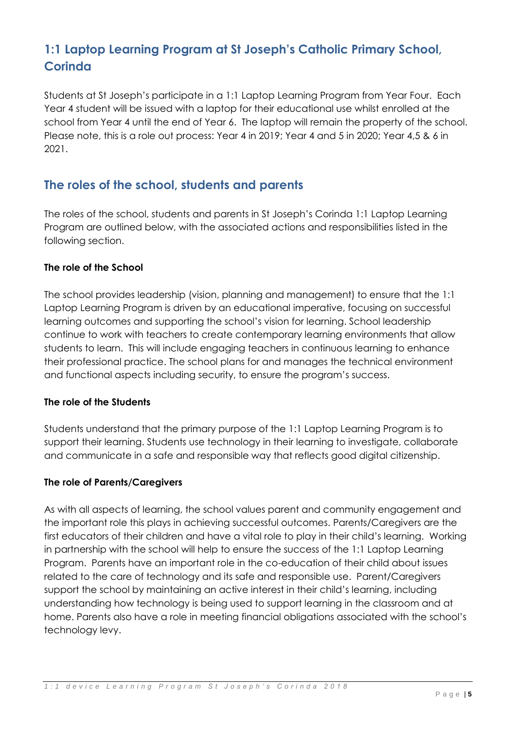## 1:1 Laptop Learning Program at St Joseph's Catholic Primary School, Corinda

Students at St Joseph's participate in a 1:1 Laptop Learning Program from Year Four. Each Year 4 student will be issued with a laptop for their educational use whilst enrolled at the school from Year 4 until the end of Year 6. The laptop will remain the property of the school. Please note, this is a role out process: Year 4 in 2019; Year 4 and 5 in 2020; Year 4,5 & 6 in 2021.

## The roles of the school, students and parents

The roles of the school, students and parents in St Joseph's Corinda 1:1 Laptop Learning Program are outlined below, with the associated actions and responsibilities listed in the following section.

**The role of the School**

The school provides leadership (vision, planning and management) to ensure that the 1:1 Laptop Learning Program is driven by an educational imperative, focusing on successful learning outcomes and supporting the school's vision for learning. School leadership continue to work with teachers to create contemporary learning environments that allow students to learn. This will include engaging teachers in continuous learning to enhance their professional practice. The school plans for and manages the technical environment and functional aspects including security, to ensure the program's success.

**The role of the Students**

Students understand that the primary purpose of the 1:1 Laptop Learning Program is to support their learning. Students use technology in their learning to investigate, collaborate and communicate in a safe and responsible way that reflects good digital citizenship.

**The role of Parents/Caregivers**

As with all aspects of learning, the school values parent and community engagement and the important role this plays in achieving successful outcomes. Parents/Caregivers are the first educators of their children and have a vital role to play in their child's learning. Working in partnership with the school will help to ensure the success of the 1:1 Laptop Learning Program. Parents have an important role in the co-education of their child about issues related to the care of technology and its safe and responsible use. Parent/Caregivers support the school by maintaining an active interest in their child's learning, including understanding how technology is being used to support learning in the classroom and at home. Parents also have a role in meeting financial obligations associated with the school's technology levy.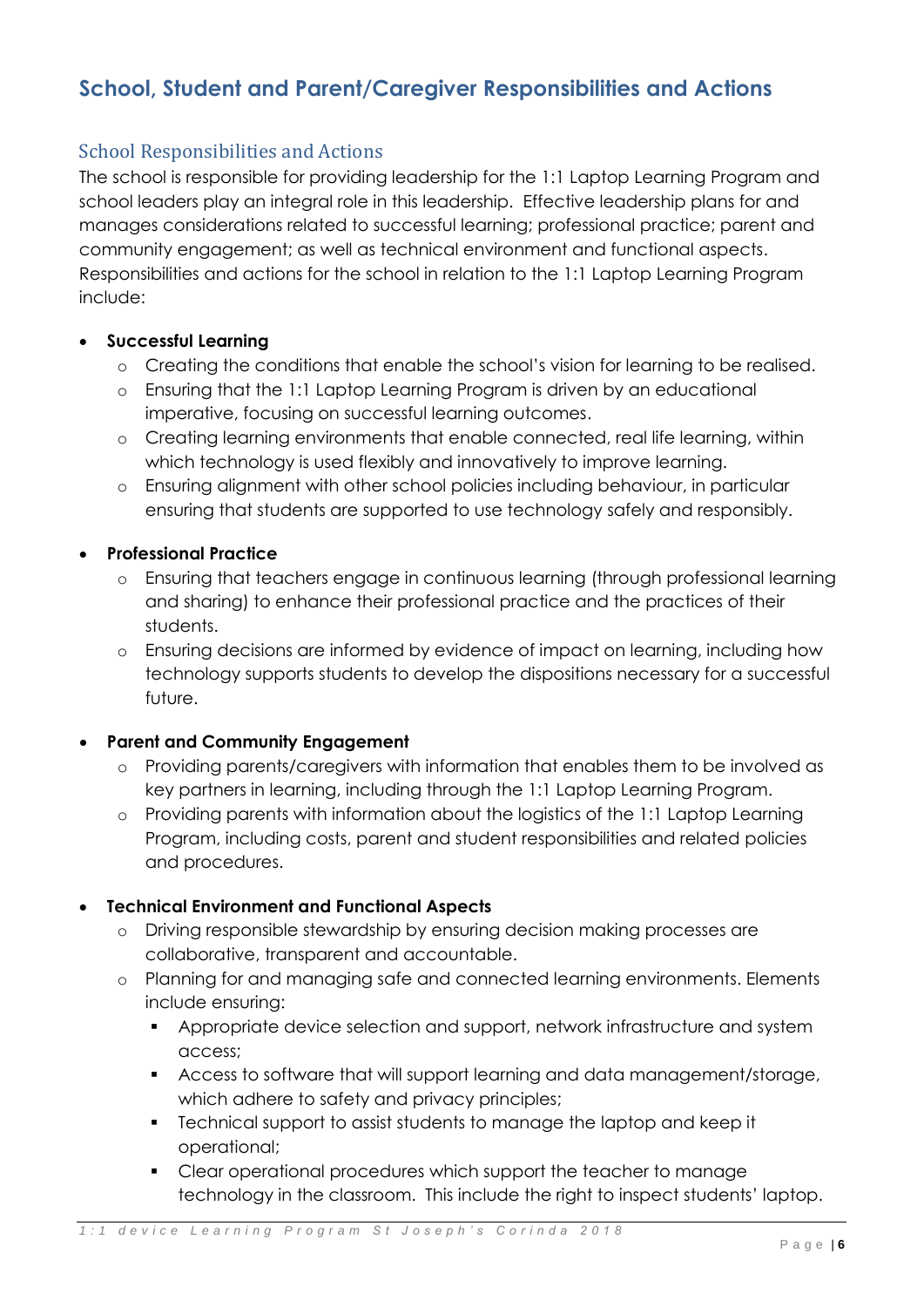## School, Student and Parent/Caregiver Responsibilities and Actions

### School Responsibilities and Actions

The school is responsible for providing leadership for the 1:1 Laptop Learning Program and school leaders play an integral role in this leadership. Effective leadership plans for and manages considerations related to successful learning; professional practice; parent and community engagement; as well as technical environment and functional aspects. Responsibilities and actions for the school in relation to the 1:1 Laptop Learning Program include:

- **Successful Learning**
  - Creating the conditions that enable the school's vision for learning to be realised.
  - Ensuring that the 1:1 Laptop Learning Program is driven by an educational imperative, focusing on successful learning outcomes.
  - Creating learning environments that enable connected, real life learning, within which technology is used flexibly and innovatively to improve learning.
  - Ensuring alignment with other school policies including behaviour, in particular ensuring that students are supported to use technology safely and responsibly.
- **Professional Practice**
  - Ensuring that teachers engage in continuous learning (through professional learning and sharing) to enhance their professional practice and the practices of their students.
  - Ensuring decisions are informed by evidence of impact on learning, including how technology supports students to develop the dispositions necessary for a successful future.
- **Parent and Community Engagement**
  - Providing parents/caregivers with information that enables them to be involved as key partners in learning, including through the 1:1 Laptop Learning Program.
  - Providing parents with information about the logistics of the 1:1 Laptop Learning Program, including costs, parent and student responsibilities and related policies and procedures.
- **Technical Environment and Functional Aspects**
  - Driving responsible stewardship by ensuring decision making processes are collaborative, transparent and accountable.
  - Planning for and managing safe and connected learning environments. Elements include ensuring:
    - Appropriate device selection and support, network infrastructure and system access;
    - Access to software that will support learning and data management/storage, which adhere to safety and privacy principles;
    - Technical support to assist students to manage the laptop and keep it operational;
    - Clear operational procedures which support the teacher to manage technology in the classroom. This include the right to inspect students' laptop.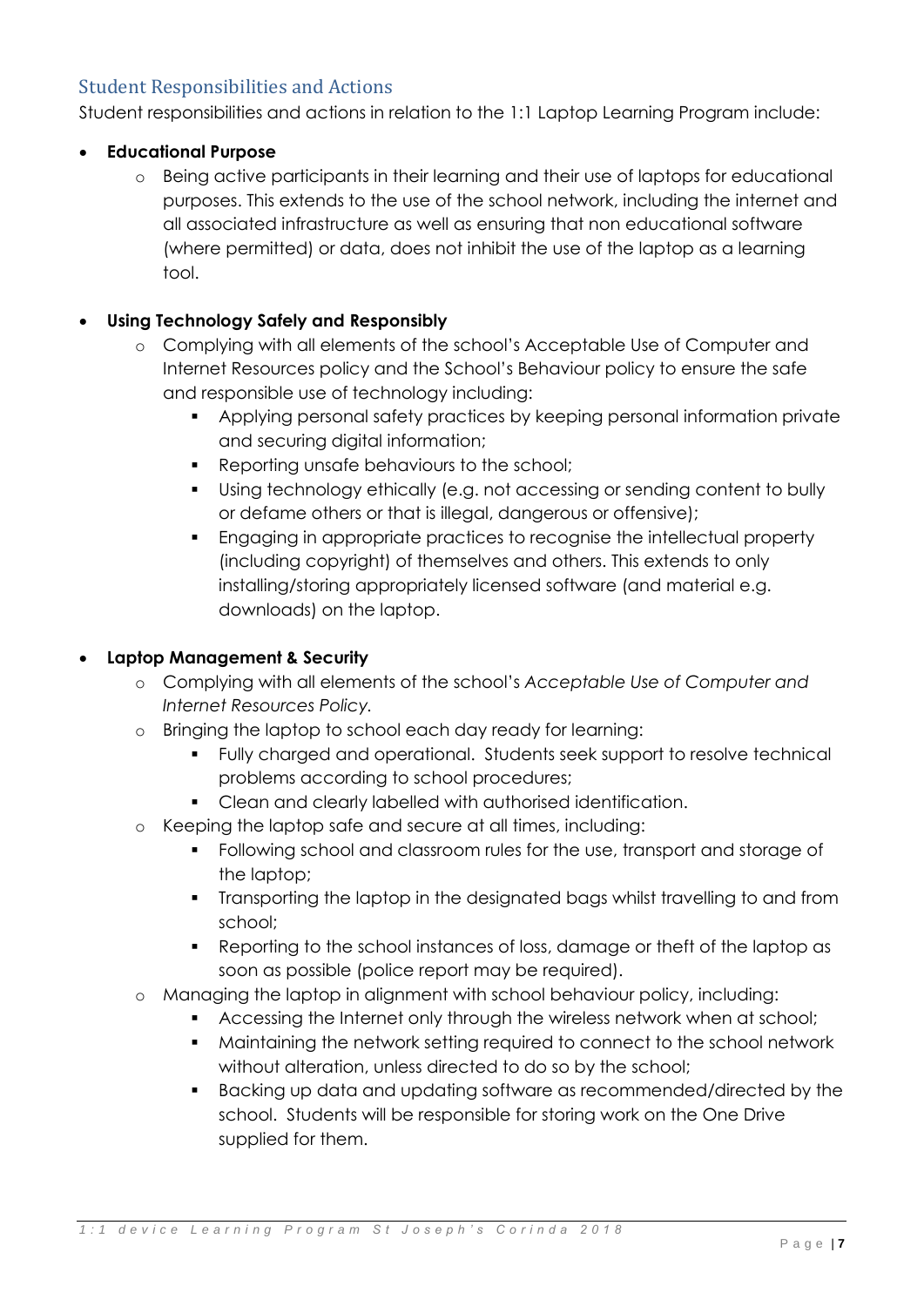## Student Responsibilities and Actions

Student responsibilities and actions in relation to the 1:1 Laptop Learning Program include:

- **Educational Purpose**
  - Being active participants in their learning and their use of laptops for educational purposes. This extends to the use of the school network, including the internet and all associated infrastructure as well as ensuring that non educational software (where permitted) or data, does not inhibit the use of the laptop as a learning tool.

- **Using Technology Safely and Responsibly**
  - Complying with all elements of the school's Acceptable Use of Computer and Internet Resources policy and the School's Behaviour policy to ensure the safe and responsible use of technology including:
    - Applying personal safety practices by keeping personal information private and securing digital information;
    - Reporting unsafe behaviours to the school;
    - Using technology ethically (e.g. not accessing or sending content to bully or defame others or that is illegal, dangerous or offensive);
    - Engaging in appropriate practices to recognise the intellectual property (including copyright) of themselves and others. This extends to only installing/storing appropriately licensed software (and material e.g. downloads) on the laptop.

- **Laptop Management & Security**
  - Complying with all elements of the school's *Acceptable Use of Computer and Internet Resources Policy.*
  - Bringing the laptop to school each day ready for learning:
    - Fully charged and operational. Students seek support to resolve technical problems according to school procedures;
    - Clean and clearly labelled with authorised identification.
  - Keeping the laptop safe and secure at all times, including:
    - Following school and classroom rules for the use, transport and storage of the laptop;
    - Transporting the laptop in the designated bags whilst travelling to and from school;
    - Reporting to the school instances of loss, damage or theft of the laptop as soon as possible (police report may be required).
  - Managing the laptop in alignment with school behaviour policy, including:
    - Accessing the Internet only through the wireless network when at school;
    - Maintaining the network setting required to connect to the school network without alteration, unless directed to do so by the school;
    - Backing up data and updating software as recommended/directed by the school. Students will be responsible for storing work on the One Drive supplied for them.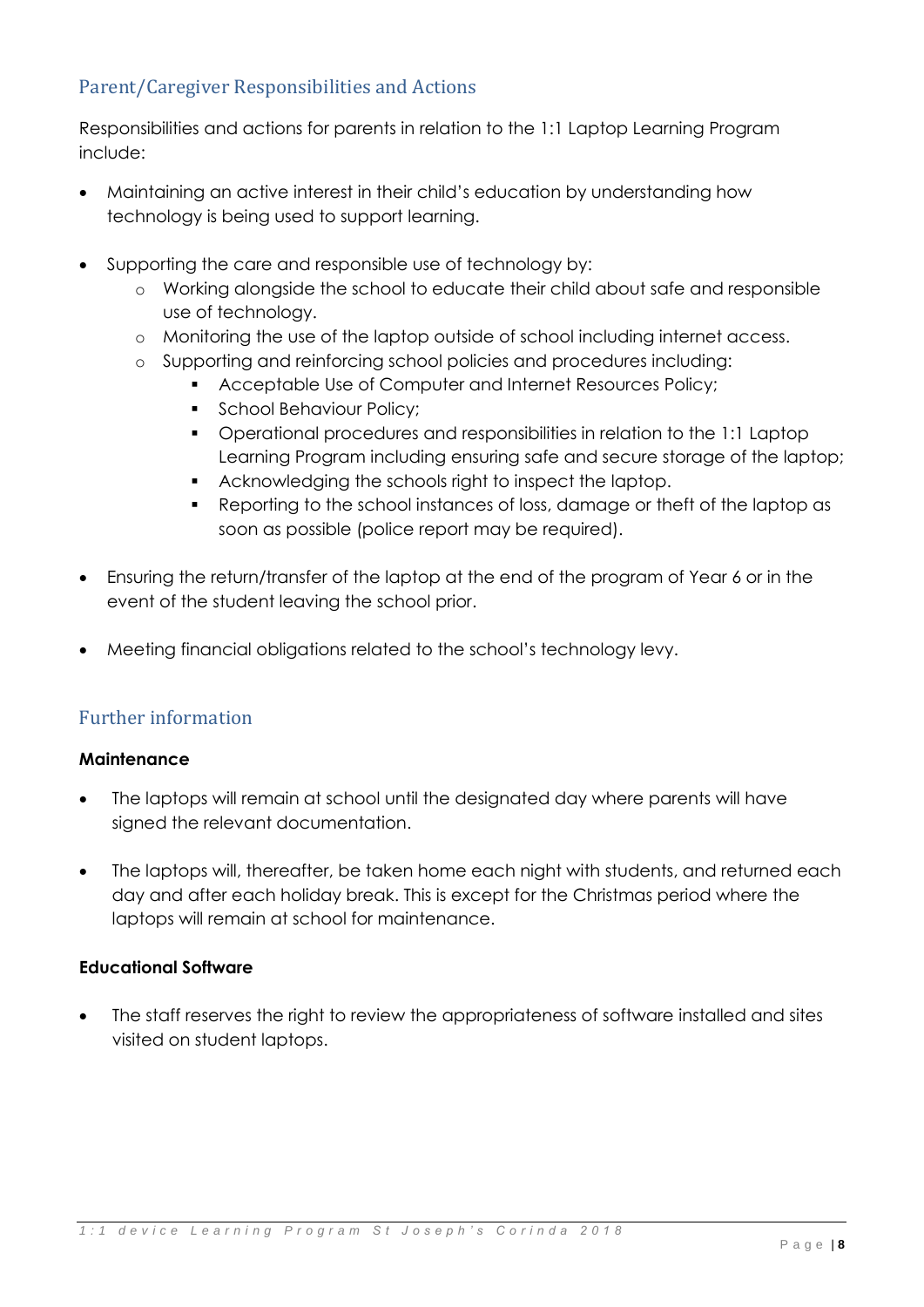## Parent/Caregiver Responsibilities and Actions

Responsibilities and actions for parents in relation to the 1:1 Laptop Learning Program include:

- Maintaining an active interest in their child's education by understanding how technology is being used to support learning.
- Supporting the care and responsible use of technology by:
    - Working alongside the school to educate their child about safe and responsible use of technology.
    - Monitoring the use of the laptop outside of school including internet access.
    - Supporting and reinforcing school policies and procedures including:
        - Acceptable Use of Computer and Internet Resources Policy;
        - School Behaviour Policy;
        - Operational procedures and responsibilities in relation to the 1:1 Laptop Learning Program including ensuring safe and secure storage of the laptop;
        - Acknowledging the schools right to inspect the laptop.
        - Reporting to the school instances of loss, damage or theft of the laptop as soon as possible (police report may be required).
- Ensuring the return/transfer of the laptop at the end of the program of Year 6 or in the event of the student leaving the school prior.
- Meeting financial obligations related to the school's technology levy.

## Further information

**Maintenance**

- The laptops will remain at school until the designated day where parents will have signed the relevant documentation.
- The laptops will, thereafter, be taken home each night with students, and returned each day and after each holiday break. This is except for the Christmas period where the laptops will remain at school for maintenance.

**Educational Software**

- The staff reserves the right to review the appropriateness of software installed and sites visited on student laptops.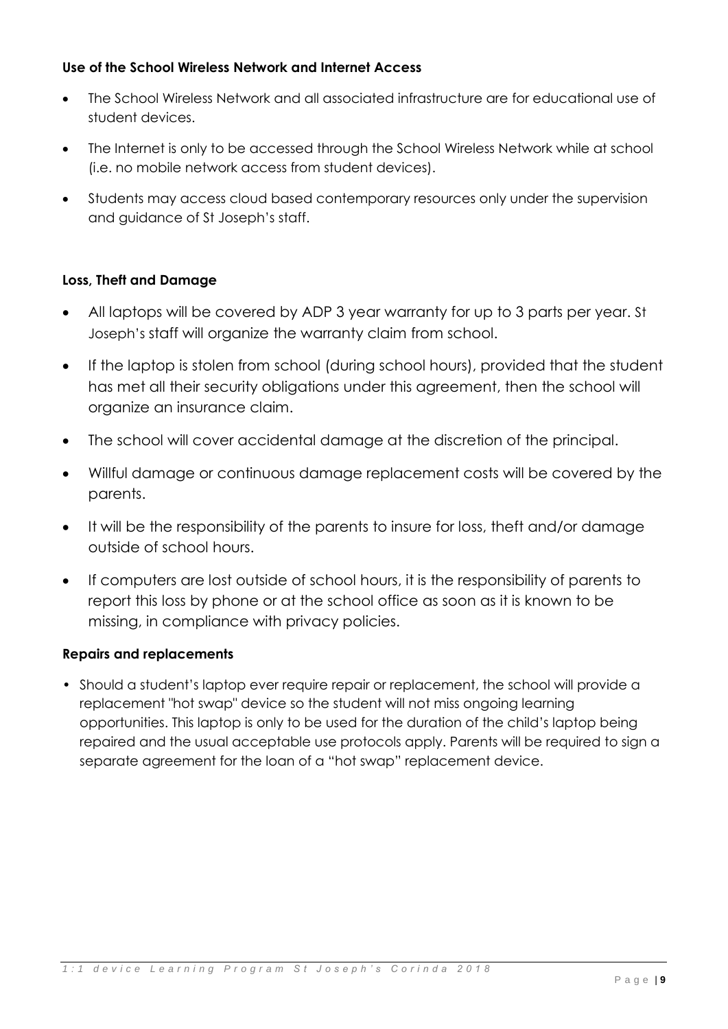**Use of the School Wireless Network and Internet Access**

- The School Wireless Network and all associated infrastructure are for educational use of student devices.
- The Internet is only to be accessed through the School Wireless Network while at school (i.e. no mobile network access from student devices).
- Students may access cloud based contemporary resources only under the supervision and guidance of St Joseph's staff.

**Loss, Theft and Damage**

- All laptops will be covered by ADP 3 year warranty for up to 3 parts per year. St Joseph's staff will organize the warranty claim from school.
- If the laptop is stolen from school (during school hours), provided that the student has met all their security obligations under this agreement, then the school will organize an insurance claim.
- The school will cover accidental damage at the discretion of the principal.
- Willful damage or continuous damage replacement costs will be covered by the parents.
- It will be the responsibility of the parents to insure for loss, theft and/or damage outside of school hours.
- If computers are lost outside of school hours, it is the responsibility of parents to report this loss by phone or at the school office as soon as it is known to be missing, in compliance with privacy policies.

**Repairs and replacements**

- Should a student's laptop ever require repair or replacement, the school will provide a replacement "hot swap" device so the student will not miss ongoing learning opportunities. This laptop is only to be used for the duration of the child's laptop being repaired and the usual acceptable use protocols apply. Parents will be required to sign a separate agreement for the loan of a "hot swap" replacement device.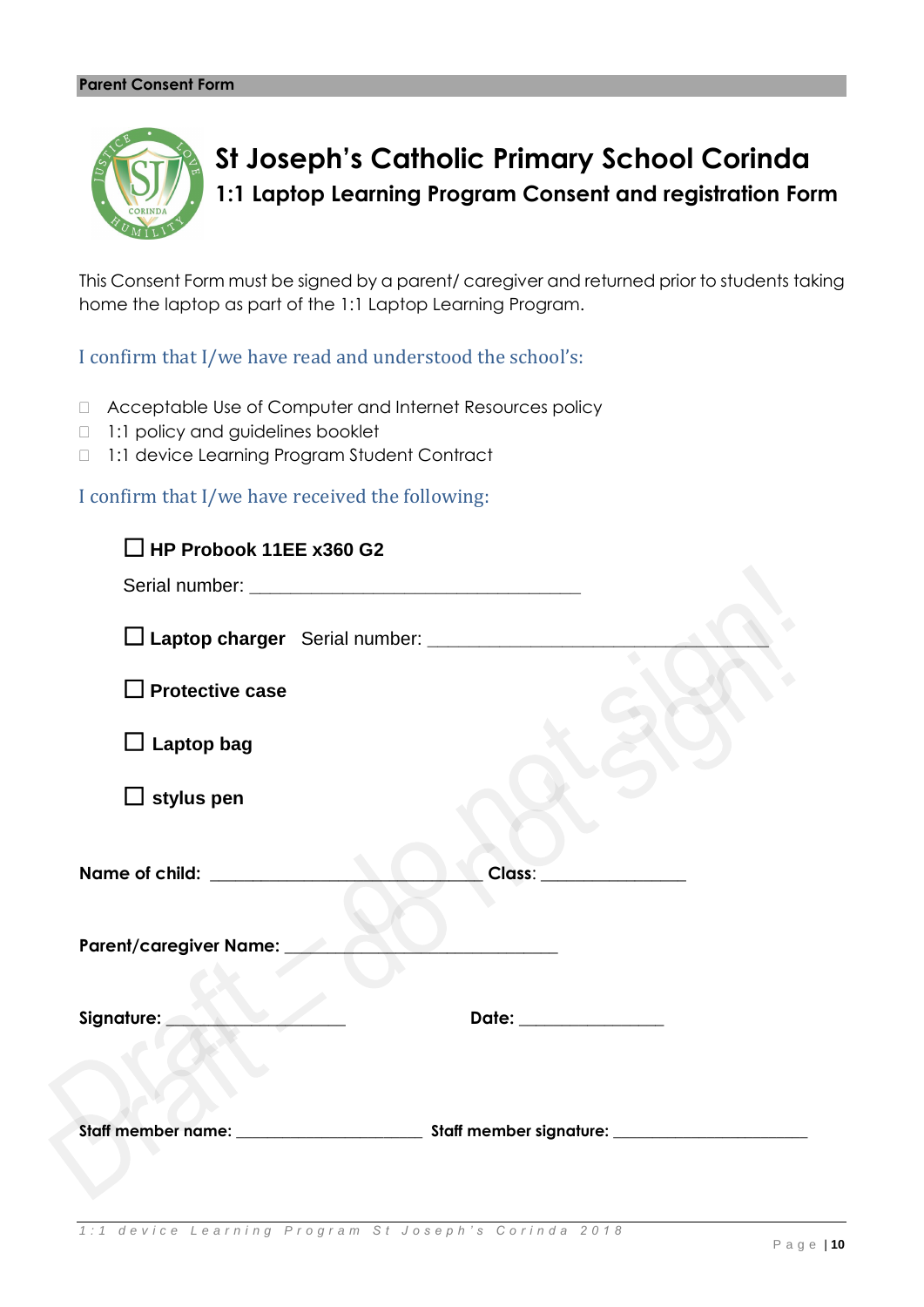**Parent Consent Form**

# St Joseph's Catholic Primary School Corinda

## 1:1 Laptop Learning Program Consent and registration Form

This Consent Form must be signed by a parent/ caregiver and returned prior to students taking home the laptop as part of the 1:1 Laptop Learning Program.

### I confirm that I/we have read and understood the school's:

- ☐ Acceptable Use of Computer and Internet Resources policy
- ☐ 1:1 policy and guidelines booklet
- ☐ 1:1 device Learning Program Student Contract

### I confirm that I/we have received the following:

☐ **HP Probook 11EE x360 G2**

Serial number: ___________________________________

☐ **Laptop charger** Serial number: ___________________________________

☐ **Protective case**

☐ **Laptop bag**

☐ **stylus pen**

**Name of child:** ____________________________ **Class**: _______________

**Parent/caregiver Name:** ____________________________

**Signature:** ___________________ **Date:** _______________

**Staff member name:** ____________________ **Staff member signature:** ____________________

Draft – do not sign!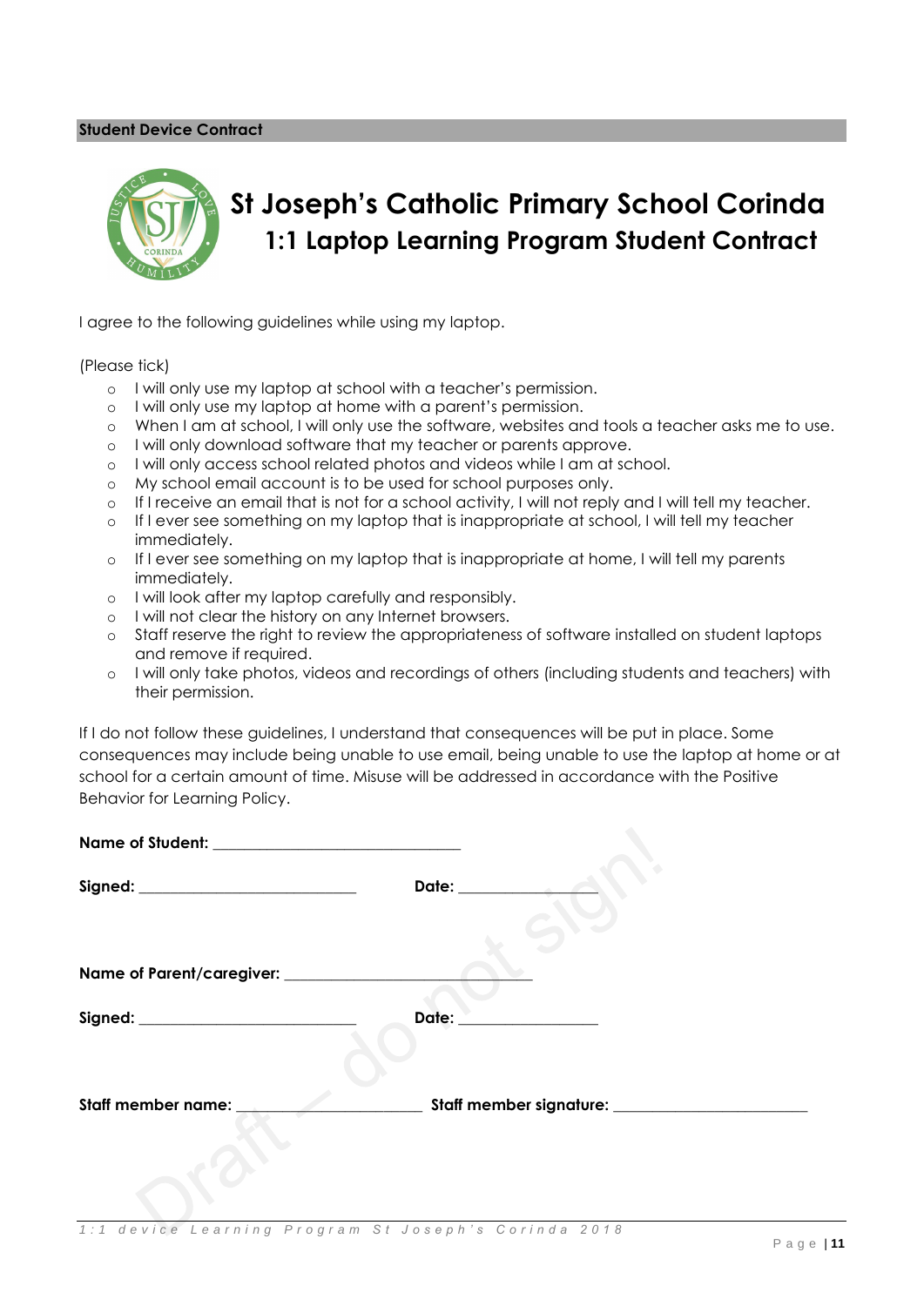**Student Device Contract**

# St Joseph's Catholic Primary School Corinda

## 1:1 Laptop Learning Program Student Contract

I agree to the following guidelines while using my laptop.

(Please tick)

- I will only use my laptop at school with a teacher's permission.
- I will only use my laptop at home with a parent's permission.
- When I am at school, I will only use the software, websites and tools a teacher asks me to use.
- I will only download software that my teacher or parents approve.
- I will only access school related photos and videos while I am at school.
- My school email account is to be used for school purposes only.
- If I receive an email that is not for a school activity, I will not reply and I will tell my teacher.
- If I ever see something on my laptop that is inappropriate at school, I will tell my teacher immediately.
- If I ever see something on my laptop that is inappropriate at home, I will tell my parents immediately.
- I will look after my laptop carefully and responsibly.
- I will not clear the history on any Internet browsers.
- Staff reserve the right to review the appropriateness of software installed on student laptops and remove if required.
- I will only take photos, videos and recordings of others (including students and teachers) with their permission.

If I do not follow these guidelines, I understand that consequences will be put in place. Some consequences may include being unable to use email, being unable to use the laptop at home or at school for a certain amount of time. Misuse will be addressed in accordance with the Positive Behavior for Learning Policy.

**Name of Student:** ______________________________

**Signed:** ___________________________ **Date:** _________________

**Name of Parent/caregiver:** ______________________________

**Signed:** ___________________________ **Date:** _________________

**Staff member name:** _______________________ **Staff member signature:** ________________________

Draft – do not sign!